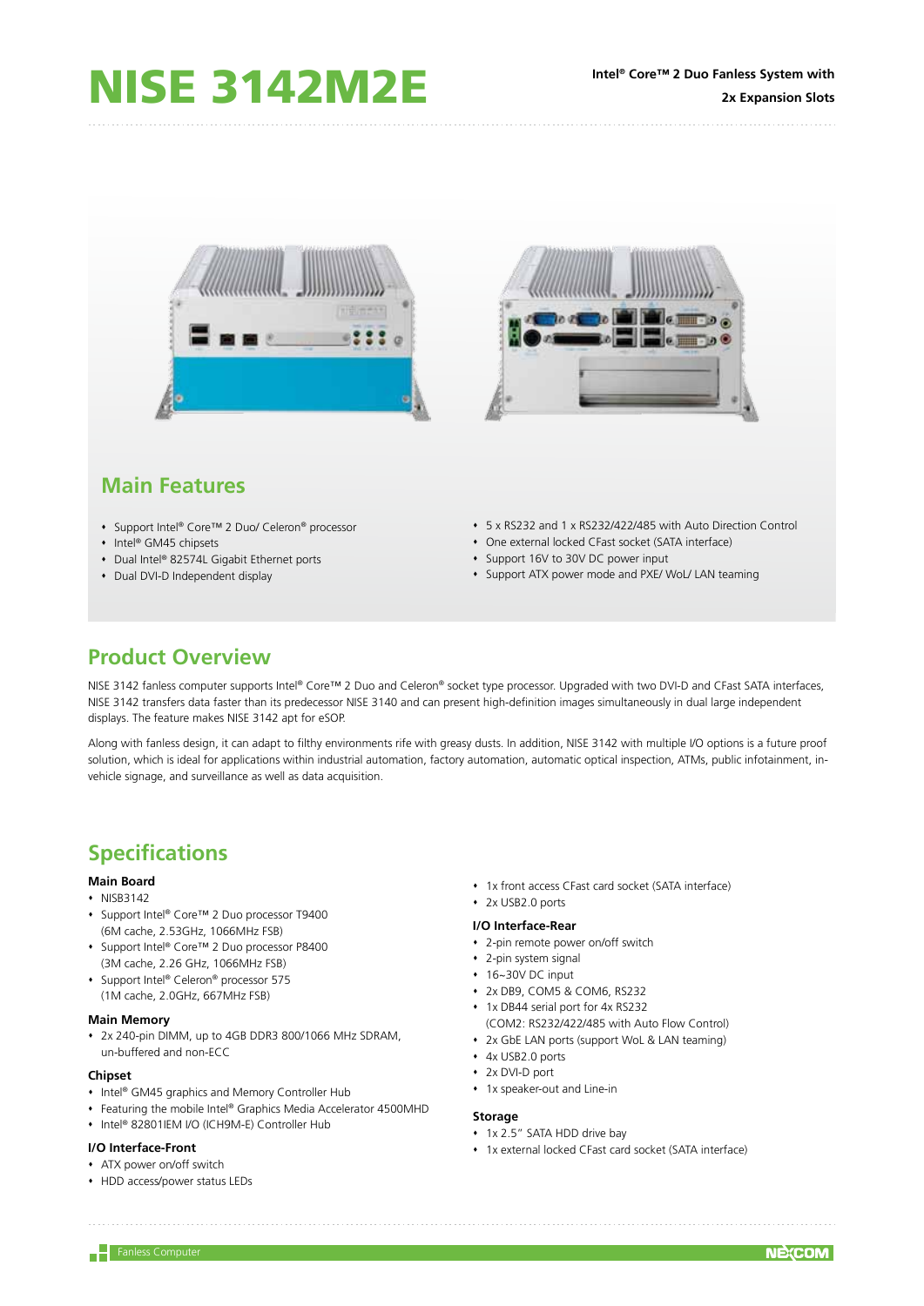# NISE 3142M2E

**Intel® Core™ 2 Duo Fanless System with 2x Expansion Slots**

## Main Features

- Support Intel® Core™ 2 Duo/ Celeron® processor
- Intel® GM45 chipsets
- Dual Intel® 82574L Gigabit Ethernet ports
- Dual DVI-D Independent display
- 5 x RS232 and 1 x RS232/422/485 with Auto Direction Control
- One external locked CFast socket (SATA interface)
- Support 16V to 30V DC power input
- Support ATX power mode and PXE/ WoL/ LAN teaming

## Product Overview

NISE 3142 fanless computer supports Intel® Core™ 2 Duo and Celeron® socket type processor. Upgraded with two DVI-D and CFast SATA interfaces, NISE 3142 transfers data faster than its predecessor NISE 3140 and can present high-definition images simultaneously in dual large independent displays. The feature makes NISE 3142 apt for eSOP.

Along with fanless design, it can adapt to filthy environments rife with greasy dusts. In addition, NISE 3142 with multiple I/O options is a future proof solution, which is ideal for applications within industrial automation, factory automation, automatic optical inspection, ATMs, public infotainment, in-vehicle signage, and surveillance as well as data acquisition.

## Specifications

### Main Board

- NISB3142
- Support Intel® Core™ 2 Duo processor T9400 (6M cache, 2.53GHz, 1066MHz FSB)
- Support Intel® Core™ 2 Duo processor P8400 (3M cache, 2.26 GHz, 1066MHz FSB)
- Support Intel® Celeron® processor 575 (1M cache, 2.0GHz, 667MHz FSB)

### Main Memory

- 2x 240-pin DIMM, up to 4GB DDR3 800/1066 MHz SDRAM, un-buffered and non-ECC

### Chipset

- Intel® GM45 graphics and Memory Controller Hub
- Featuring the mobile Intel® Graphics Media Accelerator 4500MHD
- Intel® 82801IEM I/O (ICH9M-E) Controller Hub

### I/O Interface-Front

- ATX power on/off switch
- HDD access/power status LEDs
- 1x front access CFast card socket (SATA interface)
- 2x USB2.0 ports

### I/O Interface-Rear

- 2-pin remote power on/off switch
- 2-pin system signal
- 16~30V DC input
- 2x DB9, COM5 & COM6, RS232
- 1x DB44 serial port for 4x RS232 (COM2: RS232/422/485 with Auto Flow Control)
- 2x GbE LAN ports (support WoL & LAN teaming)
- 4x USB2.0 ports
- 2x DVI-D port
- 1x speaker-out and Line-in

### Storage

- 1x 2.5" SATA HDD drive bay
- 1x external locked CFast card socket (SATA interface)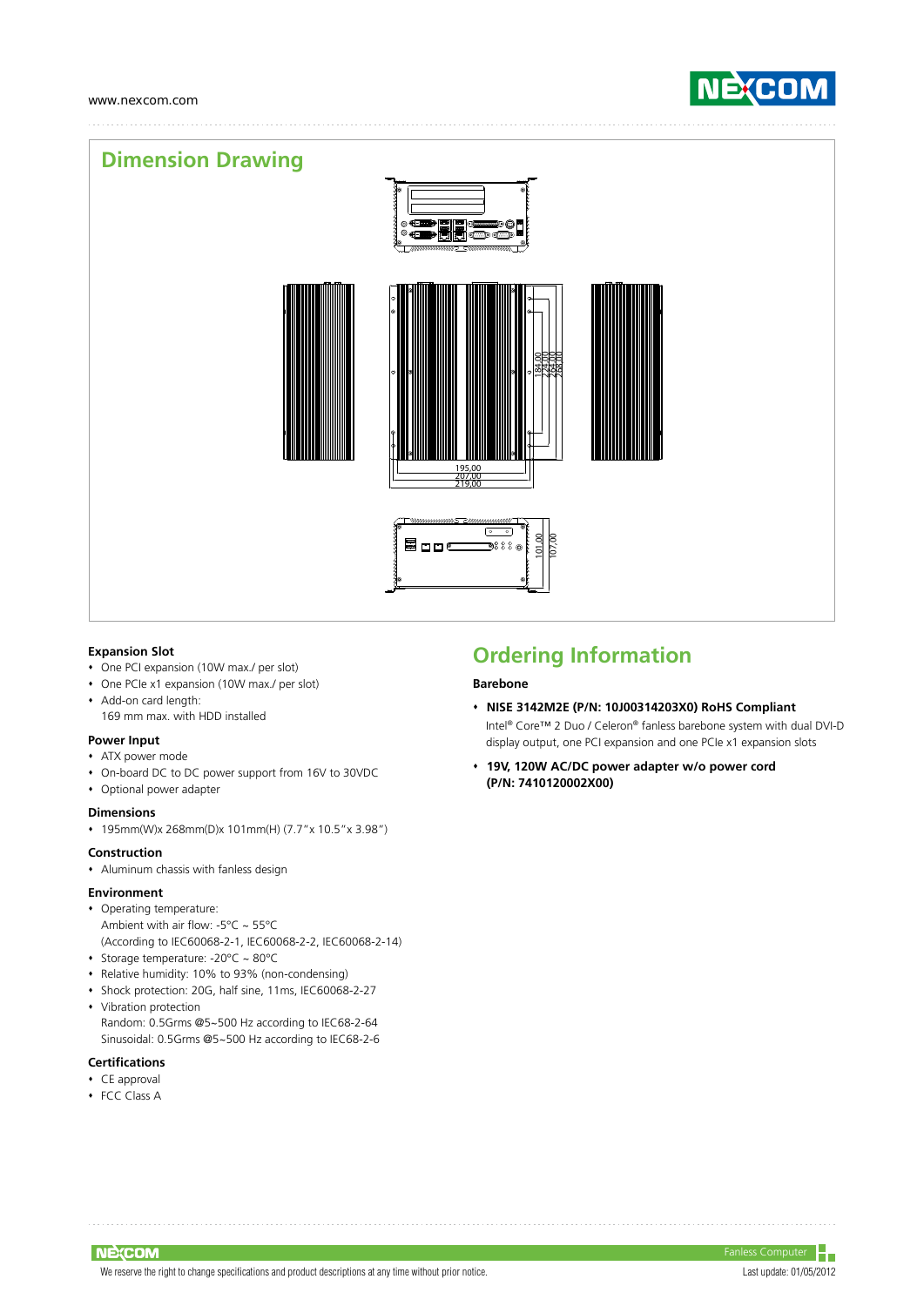## Dimension Drawing

195.00
207.00
219.00

184.00
223.00
264.00
268.00

101.00
107.00

### Expansion Slot

- One PCI expansion (10W max./ per slot)
- One PCIe x1 expansion (10W max./ per slot)
- Add-on card length:
  169 mm max. with HDD installed

### Power Input

- ATX power mode
- On-board DC to DC power support from 16V to 30VDC
- Optional power adapter

### Dimensions

- 195mm(W)x 268mm(D)x 101mm(H) (7.7"x 10.5"x 3.98")

### Construction

- Aluminum chassis with fanless design

### Environment

- Operating temperature:
  Ambient with air flow: -5°C ~ 55°C
  (According to IEC60068-2-1, IEC60068-2-2, IEC60068-2-14)
- Storage temperature: -20°C ~ 80°C
- Relative humidity: 10% to 93% (non-condensing)
- Shock protection: 20G, half sine, 11ms, IEC60068-2-27
- Vibration protection
  Random: 0.5Grms @5~500 Hz according to IEC68-2-64
  Sinusoidal: 0.5Grms @5~500 Hz according to IEC68-2-6

### Certifications

- CE approval
- FCC Class A

## Ordering Information

### Barebone

- **NISE 3142M2E (P/N: 10J00314203X0) RoHS Compliant**
  Intel® Core™ 2 Duo / Celeron® fanless barebone system with dual DVI-D display output, one PCI expansion and one PCIe x1 expansion slots
- **19V, 120W AC/DC power adapter w/o power cord (P/N: 7410120002X00)**

We reserve the right to change specifications and product descriptions at any time without prior notice.